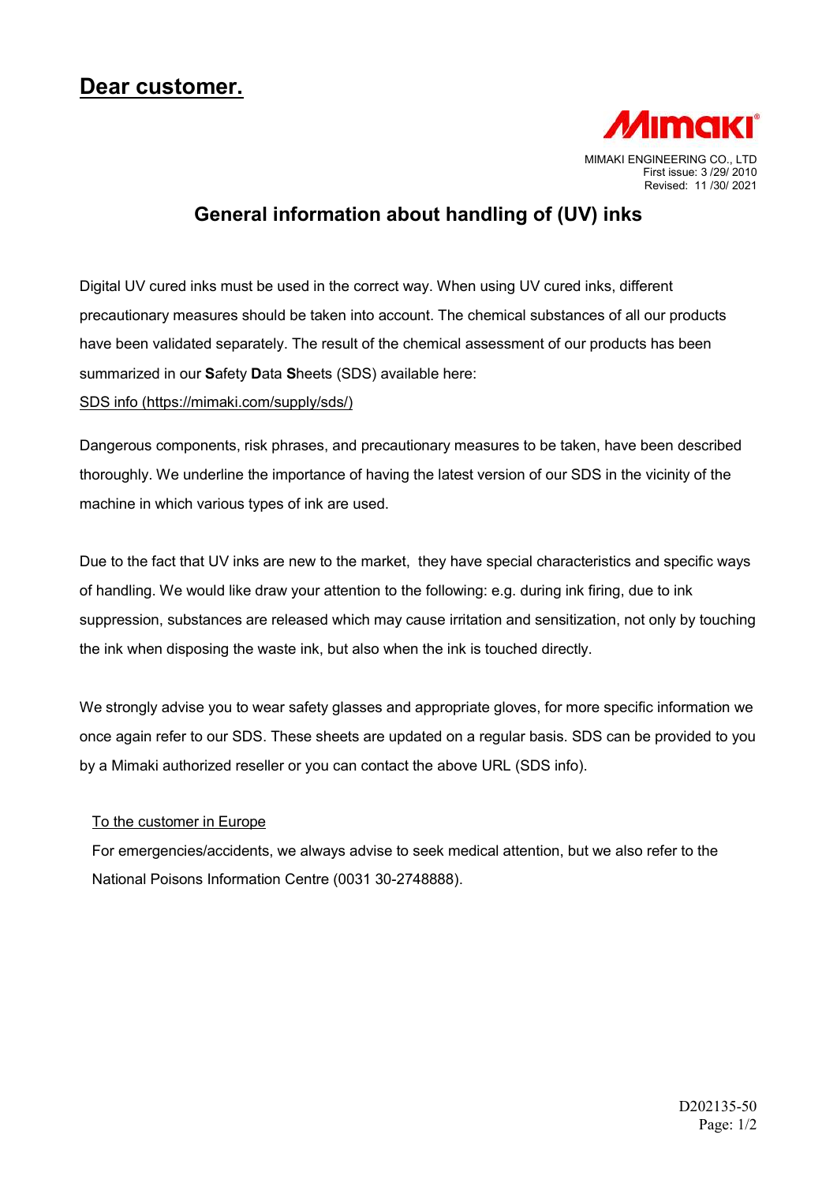# Dear customer.

MIMAKI ENGINEERING CO., LTD
First issue: 3 /29/ 2010
Revised: 11 /30/ 2021

## General information about handling of (UV) inks

Digital UV cured inks must be used in the correct way. When using UV cured inks, different precautionary measures should be taken into account. The chemical substances of all our products have been validated separately. The result of the chemical assessment of our products has been summarized in our **S**afety **D**ata **S**heets (SDS) available here:
SDS info (https://mimaki.com/supply/sds/)

Dangerous components, risk phrases, and precautionary measures to be taken, have been described thoroughly. We underline the importance of having the latest version of our SDS in the vicinity of the machine in which various types of ink are used.

Due to the fact that UV inks are new to the market, they have special characteristics and specific ways of handling. We would like draw your attention to the following: e.g. during ink firing, due to ink suppression, substances are released which may cause irritation and sensitization, not only by touching the ink when disposing the waste ink, but also when the ink is touched directly.

We strongly advise you to wear safety glasses and appropriate gloves, for more specific information we once again refer to our SDS. These sheets are updated on a regular basis. SDS can be provided to you by a Mimaki authorized reseller or you can contact the above URL (SDS info).

To the customer in Europe

For emergencies/accidents, we always advise to seek medical attention, but we also refer to the National Poisons Information Centre (0031 30-2748888).

D202135-50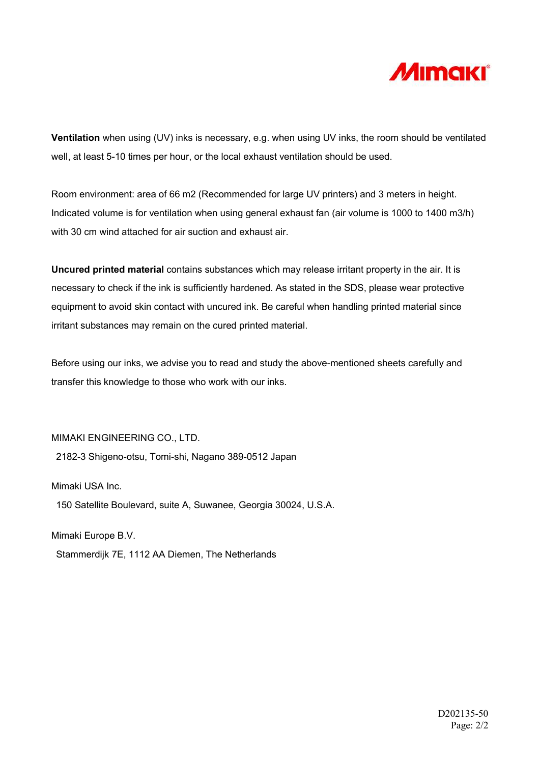**Ventilation** when using (UV) inks is necessary, e.g. when using UV inks, the room should be ventilated well, at least 5-10 times per hour, or the local exhaust ventilation should be used.

Room environment: area of 66 m2 (Recommended for large UV printers) and 3 meters in height. Indicated volume is for ventilation when using general exhaust fan (air volume is 1000 to 1400 m3/h) with 30 cm wind attached for air suction and exhaust air.

**Uncured printed material** contains substances which may release irritant property in the air. It is necessary to check if the ink is sufficiently hardened. As stated in the SDS, please wear protective equipment to avoid skin contact with uncured ink. Be careful when handling printed material since irritant substances may remain on the cured printed material.

Before using our inks, we advise you to read and study the above-mentioned sheets carefully and transfer this knowledge to those who work with our inks.

MIMAKI ENGINEERING CO., LTD.
2182-3 Shigeno-otsu, Tomi-shi, Nagano 389-0512 Japan

Mimaki USA Inc.
150 Satellite Boulevard, suite A, Suwanee, Georgia 30024, U.S.A.

Mimaki Europe B.V.
Stammerdijk 7E, 1112 AA Diemen, The Netherlands

D202135-50